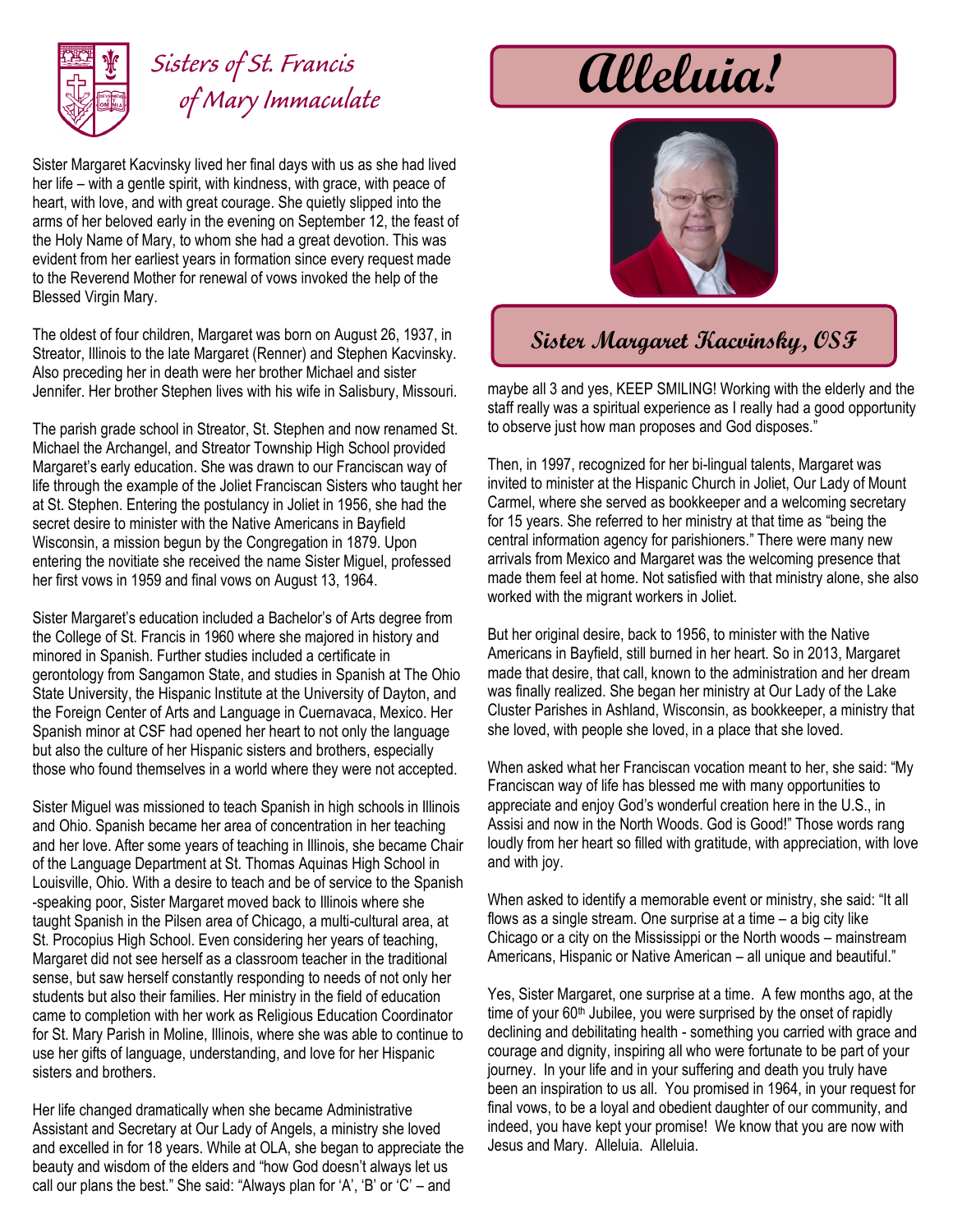Sisters of St. Francis of Mary Immaculate

# Alleluia!

## Sister Margaret Kacvinsky, OSF

Sister Margaret Kacvinsky lived her final days with us as she had lived her life – with a gentle spirit, with kindness, with grace, with peace of heart, with love, and with great courage. She quietly slipped into the arms of her beloved early in the evening on September 12, the feast of the Holy Name of Mary, to whom she had a great devotion. This was evident from her earliest years in formation since every request made to the Reverend Mother for renewal of vows invoked the help of the Blessed Virgin Mary.

The oldest of four children, Margaret was born on August 26, 1937, in Streator, Illinois to the late Margaret (Renner) and Stephen Kacvinsky. Also preceding her in death were her brother Michael and sister Jennifer. Her brother Stephen lives with his wife in Salisbury, Missouri.

The parish grade school in Streator, St. Stephen and now renamed St. Michael the Archangel, and Streator Township High School provided Margaret's early education. She was drawn to our Franciscan way of life through the example of the Joliet Franciscan Sisters who taught her at St. Stephen. Entering the postulancy in Joliet in 1956, she had the secret desire to minister with the Native Americans in Bayfield Wisconsin, a mission begun by the Congregation in 1879. Upon entering the novitiate she received the name Sister Miguel, professed her first vows in 1959 and final vows on August 13, 1964.

Sister Margaret's education included a Bachelor's of Arts degree from the College of St. Francis in 1960 where she majored in history and minored in Spanish. Further studies included a certificate in gerontology from Sangamon State, and studies in Spanish at The Ohio State University, the Hispanic Institute at the University of Dayton, and the Foreign Center of Arts and Language in Cuernavaca, Mexico. Her Spanish minor at CSF had opened her heart to not only the language but also the culture of her Hispanic sisters and brothers, especially those who found themselves in a world where they were not accepted.

Sister Miguel was missioned to teach Spanish in high schools in Illinois and Ohio. Spanish became her area of concentration in her teaching and her love. After some years of teaching in Illinois, she became Chair of the Language Department at St. Thomas Aquinas High School in Louisville, Ohio. With a desire to teach and be of service to the Spanish-speaking poor, Sister Margaret moved back to Illinois where she taught Spanish in the Pilsen area of Chicago, a multi-cultural area, at St. Procopius High School. Even considering her years of teaching, Margaret did not see herself as a classroom teacher in the traditional sense, but saw herself constantly responding to needs of not only her students but also their families. Her ministry in the field of education came to completion with her work as Religious Education Coordinator for St. Mary Parish in Moline, Illinois, where she was able to continue to use her gifts of language, understanding, and love for her Hispanic sisters and brothers.

Her life changed dramatically when she became Administrative Assistant and Secretary at Our Lady of Angels, a ministry she loved and excelled in for 18 years. While at OLA, she began to appreciate the beauty and wisdom of the elders and "how God doesn't always let us call our plans the best." She said: "Always plan for 'A', 'B' or 'C' – and maybe all 3 and yes, KEEP SMILING! Working with the elderly and the staff really was a spiritual experience as I really had a good opportunity to observe just how man proposes and God disposes."

Then, in 1997, recognized for her bi-lingual talents, Margaret was invited to minister at the Hispanic Church in Joliet, Our Lady of Mount Carmel, where she served as bookkeeper and a welcoming secretary for 15 years. She referred to her ministry at that time as "being the central information agency for parishioners." There were many new arrivals from Mexico and Margaret was the welcoming presence that made them feel at home. Not satisfied with that ministry alone, she also worked with the migrant workers in Joliet.

But her original desire, back to 1956, to minister with the Native Americans in Bayfield, still burned in her heart. So in 2013, Margaret made that desire, that call, known to the administration and her dream was finally realized. She began her ministry at Our Lady of the Lake Cluster Parishes in Ashland, Wisconsin, as bookkeeper, a ministry that she loved, with people she loved, in a place that she loved.

When asked what her Franciscan vocation meant to her, she said: "My Franciscan way of life has blessed me with many opportunities to appreciate and enjoy God's wonderful creation here in the U.S., in Assisi and now in the North Woods. God is Good!" Those words rang loudly from her heart so filled with gratitude, with appreciation, with love and with joy.

When asked to identify a memorable event or ministry, she said: "It all flows as a single stream. One surprise at a time – a big city like Chicago or a city on the Mississippi or the North woods – mainstream Americans, Hispanic or Native American – all unique and beautiful."

Yes, Sister Margaret, one surprise at a time. A few months ago, at the time of your 60th Jubilee, you were surprised by the onset of rapidly declining and debilitating health - something you carried with grace and courage and dignity, inspiring all who were fortunate to be part of your journey. In your life and in your suffering and death you truly have been an inspiration to us all. You promised in 1964, in your request for final vows, to be a loyal and obedient daughter of our community, and indeed, you have kept your promise! We know that you are now with Jesus and Mary. Alleluia. Alleluia.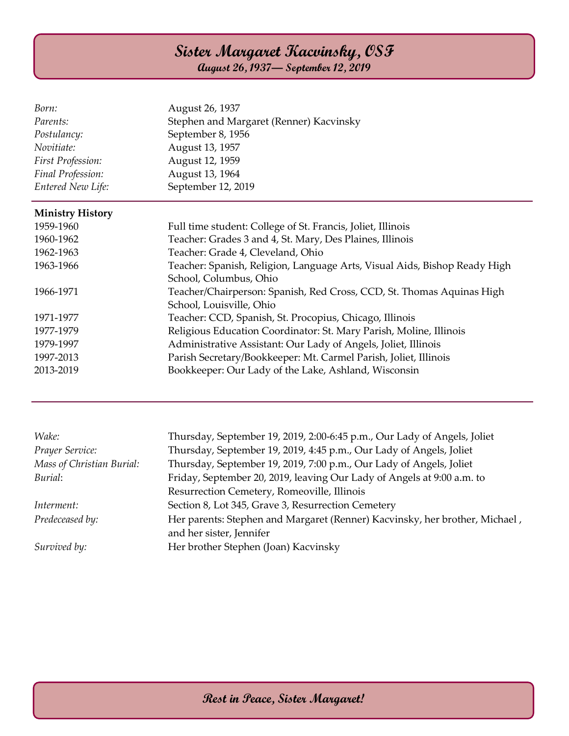# Sister Margaret Kacvinsky, OSF

**August 26, 1937— September 12, 2019**

| | |
|---|---|
| *Born:* | August 26, 1937 |
| *Parents:* | Stephen and Margaret (Renner) Kacvinsky |
| *Postulancy:* | September 8, 1956 |
| *Novitiate:* | August 13, 1957 |
| *First Profession:* | August 12, 1959 |
| *Final Profession:* | August 13, 1964 |
| *Entered New Life:* | September 12, 2019 |

**Ministry History**

| | |
|---|---|
| 1959-1960 | Full time student: College of St. Francis, Joliet, Illinois |
| 1960-1962 | Teacher: Grades 3 and 4, St. Mary, Des Plaines, Illinois |
| 1962-1963 | Teacher: Grade 4, Cleveland, Ohio |
| 1963-1966 | Teacher: Spanish, Religion, Language Arts, Visual Aids, Bishop Ready High School, Columbus, Ohio |
| 1966-1971 | Teacher/Chairperson: Spanish, Red Cross, CCD, St. Thomas Aquinas High School, Louisville, Ohio |
| 1971-1977 | Teacher: CCD, Spanish, St. Procopius, Chicago, Illinois |
| 1977-1979 | Religious Education Coordinator: St. Mary Parish, Moline, Illinois |
| 1979-1997 | Administrative Assistant: Our Lady of Angels, Joliet, Illinois |
| 1997-2013 | Parish Secretary/Bookkeeper: Mt. Carmel Parish, Joliet, Illinois |
| 2013-2019 | Bookkeeper: Our Lady of the Lake, Ashland, Wisconsin |

| | |
|---|---|
| *Wake:* | Thursday, September 19, 2019, 2:00-6:45 p.m., Our Lady of Angels, Joliet |
| *Prayer Service:* | Thursday, September 19, 2019, 4:45 p.m., Our Lady of Angels, Joliet |
| *Mass of Christian Burial:* | Thursday, September 19, 2019, 7:00 p.m., Our Lady of Angels, Joliet |
| *Burial:* | Friday, September 20, 2019, leaving Our Lady of Angels at 9:00 a.m. to Resurrection Cemetery, Romeoville, Illinois |
| *Interment:* | Section 8, Lot 345, Grave 3, Resurrection Cemetery |
| *Predeceased by:* | Her parents: Stephen and Margaret (Renner) Kacvinsky, her brother, Michael , and her sister, Jennifer |
| *Survived by:* | Her brother Stephen (Joan) Kacvinsky |

**Rest in Peace, Sister Margaret!**